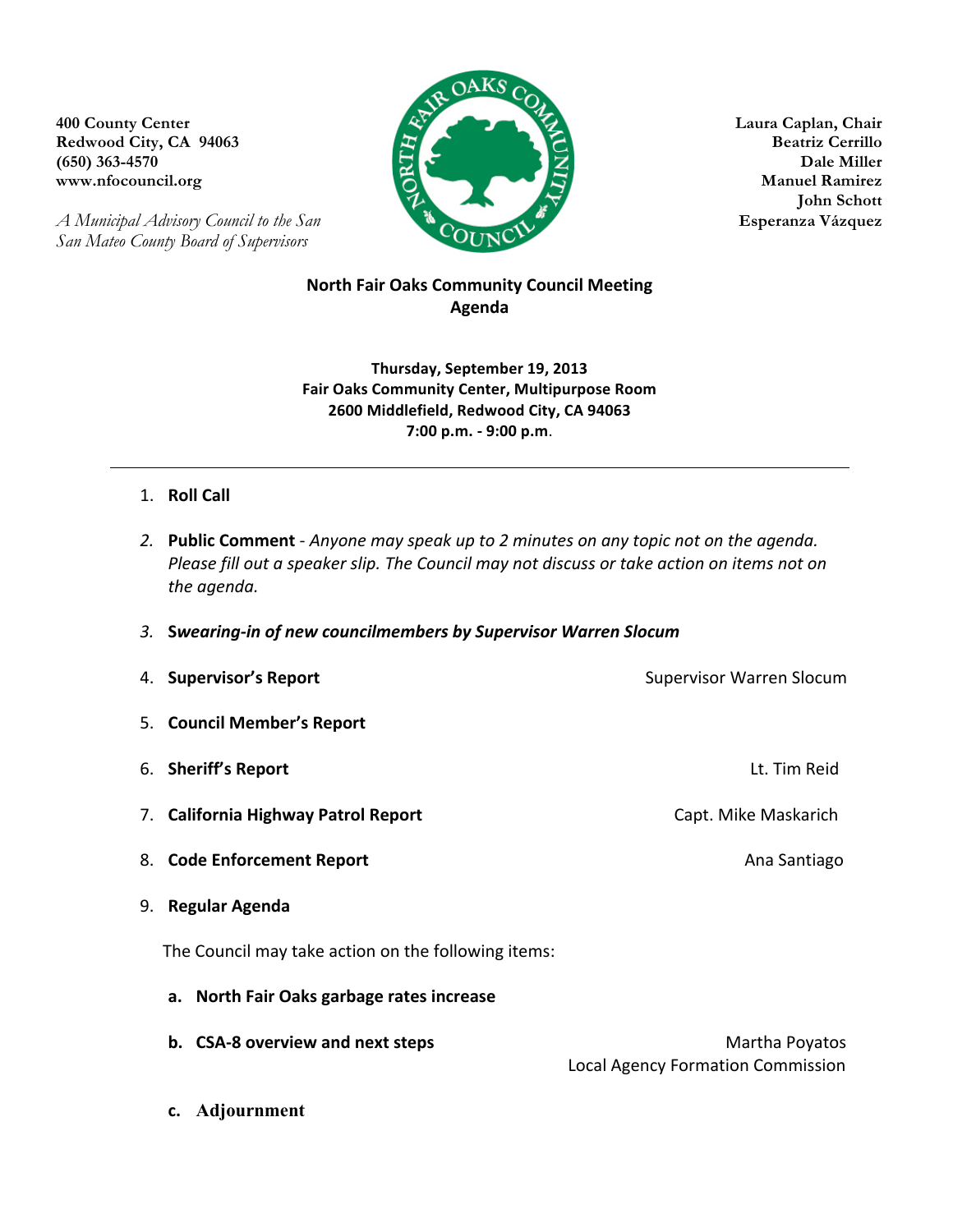**400 County Center**
**Redwood City, CA 94063**
**(650) 363-4570**
**www.nfocouncil.org**

*A Municipal Advisory Council to the San San Mateo County Board of Supervisors*

**Laura Caplan, Chair**
**Beatriz Cerrillo**
**Dale Miller**
**Manuel Ramirez**
**John Schott**
**Esperanza Vázquez**

# North Fair Oaks Community Council Meeting Agenda

**Thursday, September 19, 2013**
**Fair Oaks Community Center, Multipurpose Room**
**2600 Middlefield, Redwood City, CA 94063**
**7:00 p.m. - 9:00 p.m.**

---

1. **Roll Call**
2. **Public Comment** - *Anyone may speak up to 2 minutes on any topic not on the agenda. Please fill out a speaker slip. The Council may not discuss or take action on items not on the agenda.*
3. ***Swearing-in of new councilmembers by Supervisor Warren Slocum***
4. **Supervisor's Report** — Supervisor Warren Slocum
5. **Council Member's Report**
6. **Sheriff's Report** — Lt. Tim Reid
7. **California Highway Patrol Report** — Capt. Mike Maskarich
8. **Code Enforcement Report** — Ana Santiago
9. **Regular Agenda**

   The Council may take action on the following items:

   a. **North Fair Oaks garbage rates increase**

   b. **CSA-8 overview and next steps** — Martha Poyatos, Local Agency Formation Commission

   c. **Adjournment**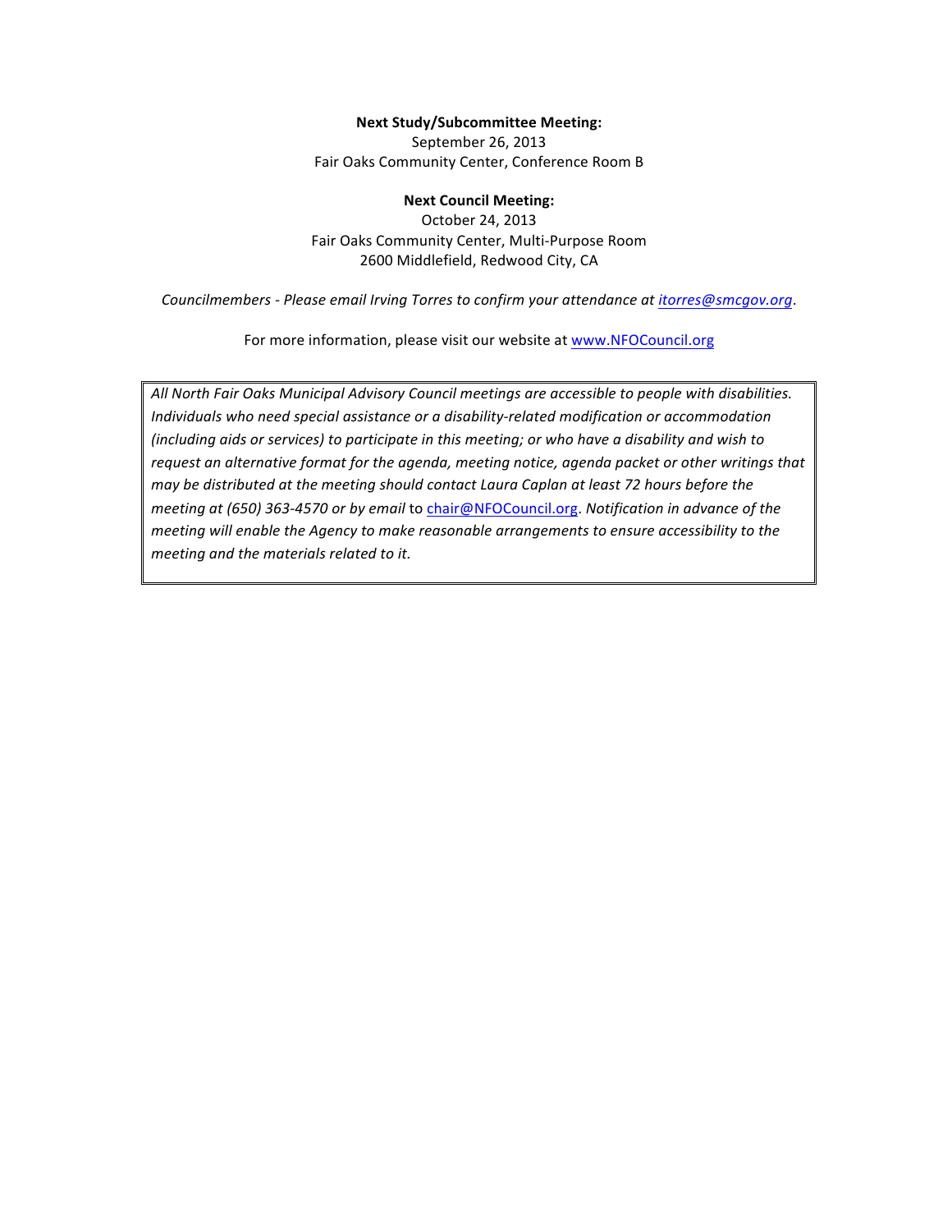**Next Study/Subcommittee Meeting:**
September 26, 2013
Fair Oaks Community Center, Conference Room B

**Next Council Meeting:**
October 24, 2013
Fair Oaks Community Center, Multi-Purpose Room
2600 Middlefield, Redwood City, CA

*Councilmembers - Please email Irving Torres to confirm your attendance at itorres@smcgov.org.*

For more information, please visit our website at www.NFOCouncil.org

*All North Fair Oaks Municipal Advisory Council meetings are accessible to people with disabilities. Individuals who need special assistance or a disability-related modification or accommodation (including aids or services) to participate in this meeting; or who have a disability and wish to request an alternative format for the agenda, meeting notice, agenda packet or other writings that may be distributed at the meeting should contact Laura Caplan at least 72 hours before the meeting at (650) 363-4570 or by email* to chair@NFOCouncil.org. *Notification in advance of the meeting will enable the Agency to make reasonable arrangements to ensure accessibility to the meeting and the materials related to it.*